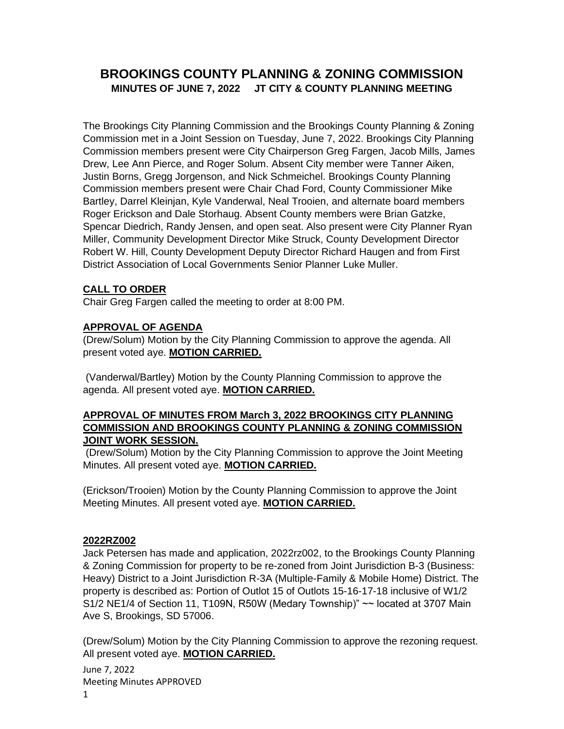# BROOKINGS COUNTY PLANNING & ZONING COMMISSION

## MINUTES OF JUNE 7, 2022 JT CITY & COUNTY PLANNING MEETING

The Brookings City Planning Commission and the Brookings County Planning & Zoning Commission met in a Joint Session on Tuesday, June 7, 2022. Brookings City Planning Commission members present were City Chairperson Greg Fargen, Jacob Mills, James Drew, Lee Ann Pierce, and Roger Solum. Absent City member were Tanner Aiken, Justin Borns, Gregg Jorgenson, and Nick Schmeichel. Brookings County Planning Commission members present were Chair Chad Ford, County Commissioner Mike Bartley, Darrel Kleinjan, Kyle Vanderwal, Neal Trooien, and alternate board members Roger Erickson and Dale Storhaug. Absent County members were Brian Gatzke, Spencar Diedrich, Randy Jensen, and open seat. Also present were City Planner Ryan Miller, Community Development Director Mike Struck, County Development Director Robert W. Hill, County Development Deputy Director Richard Haugen and from First District Association of Local Governments Senior Planner Luke Muller.

**CALL TO ORDER**

Chair Greg Fargen called the meeting to order at 8:00 PM.

**APPROVAL OF AGENDA**

(Drew/Solum) Motion by the City Planning Commission to approve the agenda. All present voted aye. **MOTION CARRIED.**

(Vanderwal/Bartley) Motion by the County Planning Commission to approve the agenda. All present voted aye. **MOTION CARRIED.**

**APPROVAL OF MINUTES FROM March 3, 2022 BROOKINGS CITY PLANNING COMMISSION AND BROOKINGS COUNTY PLANNING & ZONING COMMISSION JOINT WORK SESSION.**

(Drew/Solum) Motion by the City Planning Commission to approve the Joint Meeting Minutes. All present voted aye. **MOTION CARRIED.**

(Erickson/Trooien) Motion by the County Planning Commission to approve the Joint Meeting Minutes. All present voted aye. **MOTION CARRIED.**

**2022RZ002**

Jack Petersen has made and application, 2022rz002, to the Brookings County Planning & Zoning Commission for property to be re-zoned from Joint Jurisdiction B-3 (Business: Heavy) District to a Joint Jurisdiction R-3A (Multiple-Family & Mobile Home) District. The property is described as: Portion of Outlot 15 of Outlots 15-16-17-18 inclusive of W1/2 S1/2 NE1/4 of Section 11, T109N, R50W (Medary Township)" ~~ located at 3707 Main Ave S, Brookings, SD 57006.

(Drew/Solum) Motion by the City Planning Commission to approve the rezoning request. All present voted aye. **MOTION CARRIED.**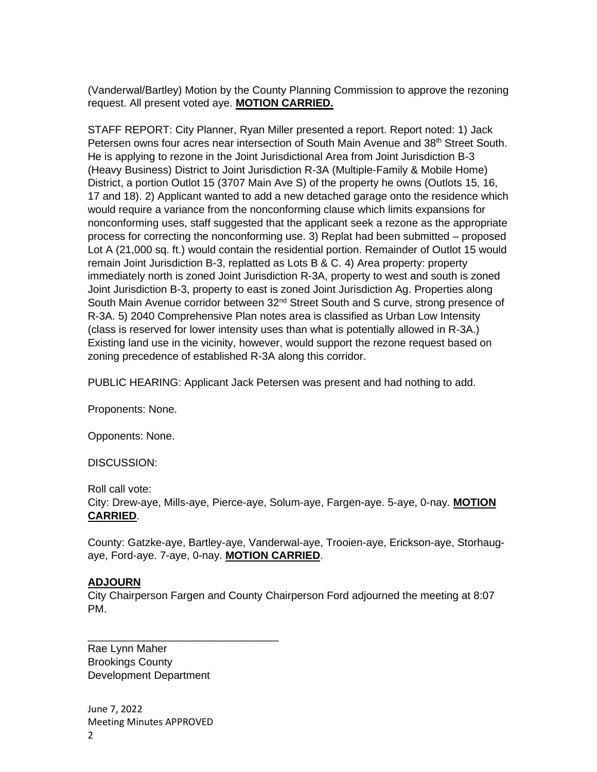(Vanderwal/Bartley) Motion by the County Planning Commission to approve the rezoning request. All present voted aye. **MOTION CARRIED.**

STAFF REPORT: City Planner, Ryan Miller presented a report. Report noted: 1) Jack Petersen owns four acres near intersection of South Main Avenue and 38th Street South. He is applying to rezone in the Joint Jurisdictional Area from Joint Jurisdiction B-3 (Heavy Business) District to Joint Jurisdiction R-3A (Multiple-Family & Mobile Home) District, a portion Outlot 15 (3707 Main Ave S) of the property he owns (Outlots 15, 16, 17 and 18). 2) Applicant wanted to add a new detached garage onto the residence which would require a variance from the nonconforming clause which limits expansions for nonconforming uses, staff suggested that the applicant seek a rezone as the appropriate process for correcting the nonconforming use. 3) Replat had been submitted – proposed Lot A (21,000 sq. ft.) would contain the residential portion. Remainder of Outlot 15 would remain Joint Jurisdiction B-3, replatted as Lots B & C. 4) Area property: property immediately north is zoned Joint Jurisdiction R-3A, property to west and south is zoned Joint Jurisdiction B-3, property to east is zoned Joint Jurisdiction Ag. Properties along South Main Avenue corridor between 32nd Street South and S curve, strong presence of R-3A. 5) 2040 Comprehensive Plan notes area is classified as Urban Low Intensity (class is reserved for lower intensity uses than what is potentially allowed in R-3A.) Existing land use in the vicinity, however, would support the rezone request based on zoning precedence of established R-3A along this corridor.

PUBLIC HEARING: Applicant Jack Petersen was present and had nothing to add.

Proponents: None.

Opponents: None.

DISCUSSION:

Roll call vote:
City: Drew-aye, Mills-aye, Pierce-aye, Solum-aye, Fargen-aye. 5-aye, 0-nay. **MOTION CARRIED**.

County: Gatzke-aye, Bartley-aye, Vanderwal-aye, Trooien-aye, Erickson-aye, Storhaug-aye, Ford-aye. 7-aye, 0-nay. **MOTION CARRIED**.

**ADJOURN**
City Chairperson Fargen and County Chairperson Ford adjourned the meeting at 8:07 PM.

\_\_\_\_\_\_\_\_\_\_\_\_\_\_\_\_\_\_\_\_\_\_\_\_\_\_\_\_\_\_\_\_\_
Rae Lynn Maher
Brookings County
Development Department

June 7, 2022
Meeting Minutes APPROVED